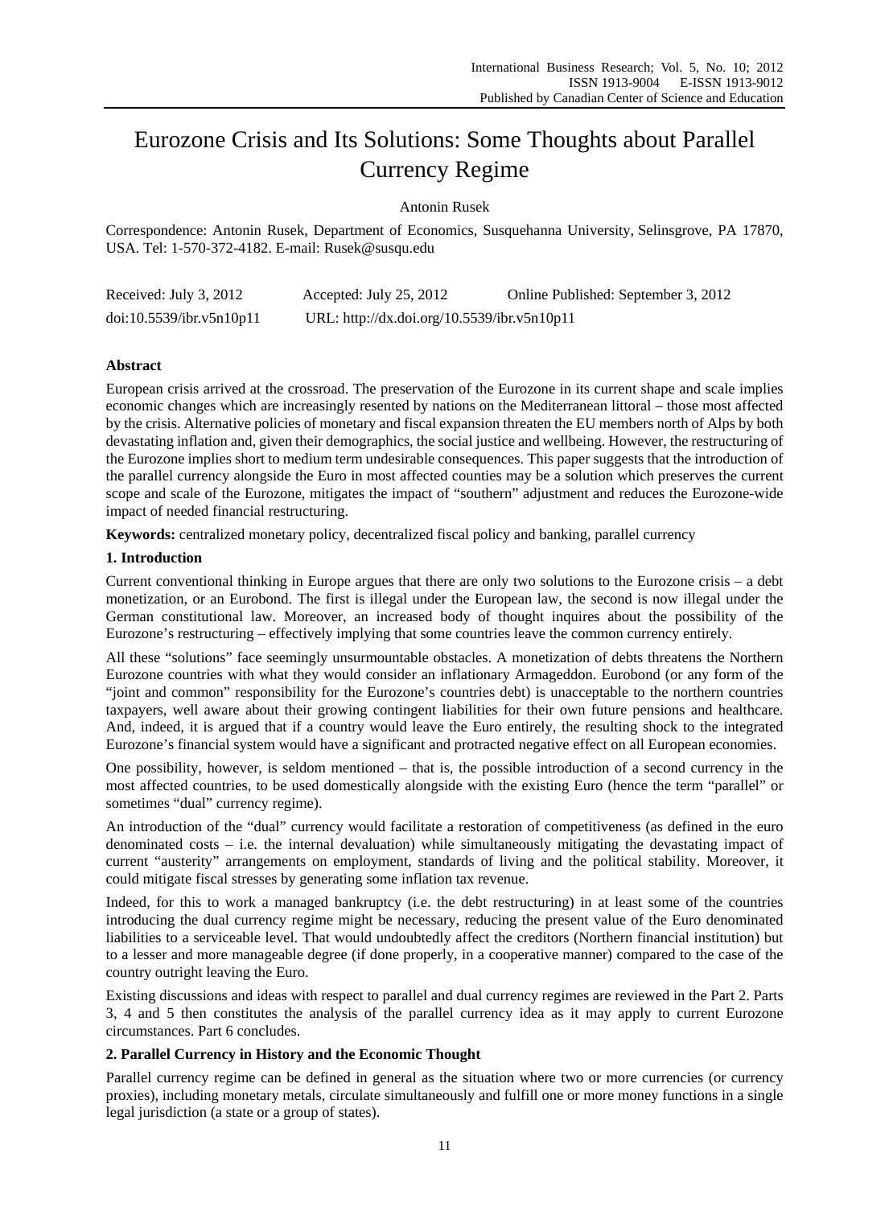# Eurozone Crisis and Its Solutions: Some Thoughts about Parallel Currency Regime

Antonin Rusek

Correspondence: Antonin Rusek, Department of Economics, Susquehanna University, Selinsgrove, PA 17870, USA. Tel: 1-570-372-4182. E-mail: Rusek@susqu.edu

Received: July 3, 2012  Accepted: July 25, 2012  Online Published: September 3, 2012

doi:10.5539/ibr.v5n10p11  URL: http://dx.doi.org/10.5539/ibr.v5n10p11

## Abstract

European crisis arrived at the crossroad. The preservation of the Eurozone in its current shape and scale implies economic changes which are increasingly resented by nations on the Mediterranean littoral – those most affected by the crisis. Alternative policies of monetary and fiscal expansion threaten the EU members north of Alps by both devastating inflation and, given their demographics, the social justice and wellbeing. However, the restructuring of the Eurozone implies short to medium term undesirable consequences. This paper suggests that the introduction of the parallel currency alongside the Euro in most affected counties may be a solution which preserves the current scope and scale of the Eurozone, mitigates the impact of "southern" adjustment and reduces the Eurozone-wide impact of needed financial restructuring.

**Keywords:** centralized monetary policy, decentralized fiscal policy and banking, parallel currency

## 1. Introduction

Current conventional thinking in Europe argues that there are only two solutions to the Eurozone crisis – a debt monetization, or an Eurobond. The first is illegal under the European law, the second is now illegal under the German constitutional law. Moreover, an increased body of thought inquires about the possibility of the Eurozone's restructuring – effectively implying that some countries leave the common currency entirely.

All these "solutions" face seemingly unsurmountable obstacles. A monetization of debts threatens the Northern Eurozone countries with what they would consider an inflationary Armageddon. Eurobond (or any form of the "joint and common" responsibility for the Eurozone's countries debt) is unacceptable to the northern countries taxpayers, well aware about their growing contingent liabilities for their own future pensions and healthcare. And, indeed, it is argued that if a country would leave the Euro entirely, the resulting shock to the integrated Eurozone's financial system would have a significant and protracted negative effect on all European economies.

One possibility, however, is seldom mentioned – that is, the possible introduction of a second currency in the most affected countries, to be used domestically alongside with the existing Euro (hence the term "parallel" or sometimes "dual" currency regime).

An introduction of the "dual" currency would facilitate a restoration of competitiveness (as defined in the euro denominated costs – i.e. the internal devaluation) while simultaneously mitigating the devastating impact of current "austerity" arrangements on employment, standards of living and the political stability. Moreover, it could mitigate fiscal stresses by generating some inflation tax revenue.

Indeed, for this to work a managed bankruptcy (i.e. the debt restructuring) in at least some of the countries introducing the dual currency regime might be necessary, reducing the present value of the Euro denominated liabilities to a serviceable level. That would undoubtedly affect the creditors (Northern financial institution) but to a lesser and more manageable degree (if done properly, in a cooperative manner) compared to the case of the country outright leaving the Euro.

Existing discussions and ideas with respect to parallel and dual currency regimes are reviewed in the Part 2. Parts 3, 4 and 5 then constitutes the analysis of the parallel currency idea as it may apply to current Eurozone circumstances. Part 6 concludes.

## 2. Parallel Currency in History and the Economic Thought

Parallel currency regime can be defined in general as the situation where two or more currencies (or currency proxies), including monetary metals, circulate simultaneously and fulfill one or more money functions in a single legal jurisdiction (a state or a group of states).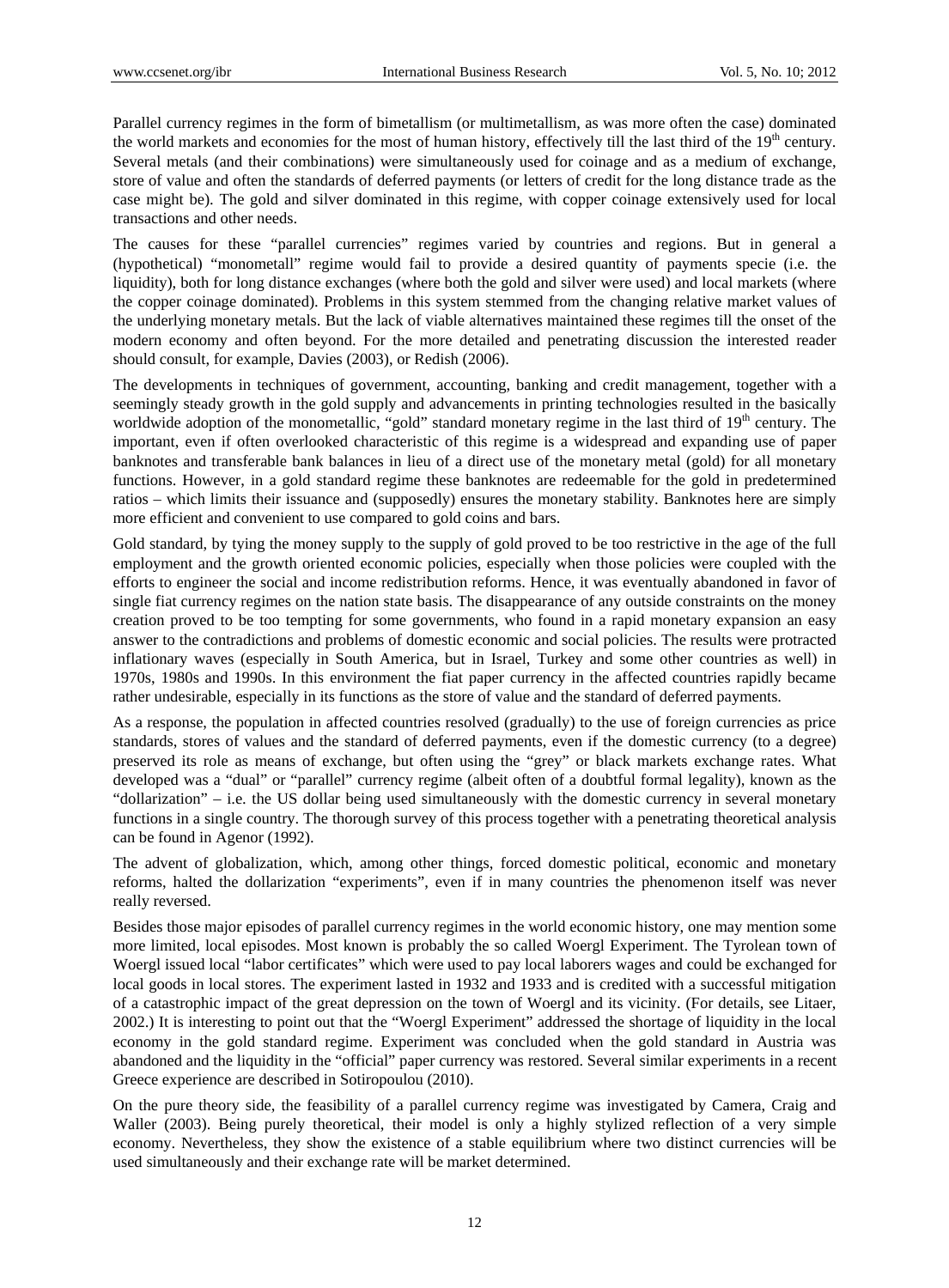Parallel currency regimes in the form of bimetallism (or multimetallism, as was more often the case) dominated the world markets and economies for the most of human history, effectively till the last third of the 19th century. Several metals (and their combinations) were simultaneously used for coinage and as a medium of exchange, store of value and often the standards of deferred payments (or letters of credit for the long distance trade as the case might be). The gold and silver dominated in this regime, with copper coinage extensively used for local transactions and other needs.

The causes for these "parallel currencies" regimes varied by countries and regions. But in general a (hypothetical) "monometall" regime would fail to provide a desired quantity of payments specie (i.e. the liquidity), both for long distance exchanges (where both the gold and silver were used) and local markets (where the copper coinage dominated). Problems in this system stemmed from the changing relative market values of the underlying monetary metals. But the lack of viable alternatives maintained these regimes till the onset of the modern economy and often beyond. For the more detailed and penetrating discussion the interested reader should consult, for example, Davies (2003), or Redish (2006).

The developments in techniques of government, accounting, banking and credit management, together with a seemingly steady growth in the gold supply and advancements in printing technologies resulted in the basically worldwide adoption of the monometallic, "gold" standard monetary regime in the last third of 19th century. The important, even if often overlooked characteristic of this regime is a widespread and expanding use of paper banknotes and transferable bank balances in lieu of a direct use of the monetary metal (gold) for all monetary functions. However, in a gold standard regime these banknotes are redeemable for the gold in predetermined ratios – which limits their issuance and (supposedly) ensures the monetary stability. Banknotes here are simply more efficient and convenient to use compared to gold coins and bars.

Gold standard, by tying the money supply to the supply of gold proved to be too restrictive in the age of the full employment and the growth oriented economic policies, especially when those policies were coupled with the efforts to engineer the social and income redistribution reforms. Hence, it was eventually abandoned in favor of single fiat currency regimes on the nation state basis. The disappearance of any outside constraints on the money creation proved to be too tempting for some governments, who found in a rapid monetary expansion an easy answer to the contradictions and problems of domestic economic and social policies. The results were protracted inflationary waves (especially in South America, but in Israel, Turkey and some other countries as well) in 1970s, 1980s and 1990s. In this environment the fiat paper currency in the affected countries rapidly became rather undesirable, especially in its functions as the store of value and the standard of deferred payments.

As a response, the population in affected countries resolved (gradually) to the use of foreign currencies as price standards, stores of values and the standard of deferred payments, even if the domestic currency (to a degree) preserved its role as means of exchange, but often using the "grey" or black markets exchange rates. What developed was a "dual" or "parallel" currency regime (albeit often of a doubtful formal legality), known as the "dollarization" – i.e. the US dollar being used simultaneously with the domestic currency in several monetary functions in a single country. The thorough survey of this process together with a penetrating theoretical analysis can be found in Agenor (1992).

The advent of globalization, which, among other things, forced domestic political, economic and monetary reforms, halted the dollarization "experiments", even if in many countries the phenomenon itself was never really reversed.

Besides those major episodes of parallel currency regimes in the world economic history, one may mention some more limited, local episodes. Most known is probably the so called Woergl Experiment. The Tyrolean town of Woergl issued local "labor certificates" which were used to pay local laborers wages and could be exchanged for local goods in local stores. The experiment lasted in 1932 and 1933 and is credited with a successful mitigation of a catastrophic impact of the great depression on the town of Woergl and its vicinity. (For details, see Litaer, 2002.) It is interesting to point out that the "Woergl Experiment" addressed the shortage of liquidity in the local economy in the gold standard regime. Experiment was concluded when the gold standard in Austria was abandoned and the liquidity in the "official" paper currency was restored. Several similar experiments in a recent Greece experience are described in Sotiropoulou (2010).

On the pure theory side, the feasibility of a parallel currency regime was investigated by Camera, Craig and Waller (2003). Being purely theoretical, their model is only a highly stylized reflection of a very simple economy. Nevertheless, they show the existence of a stable equilibrium where two distinct currencies will be used simultaneously and their exchange rate will be market determined.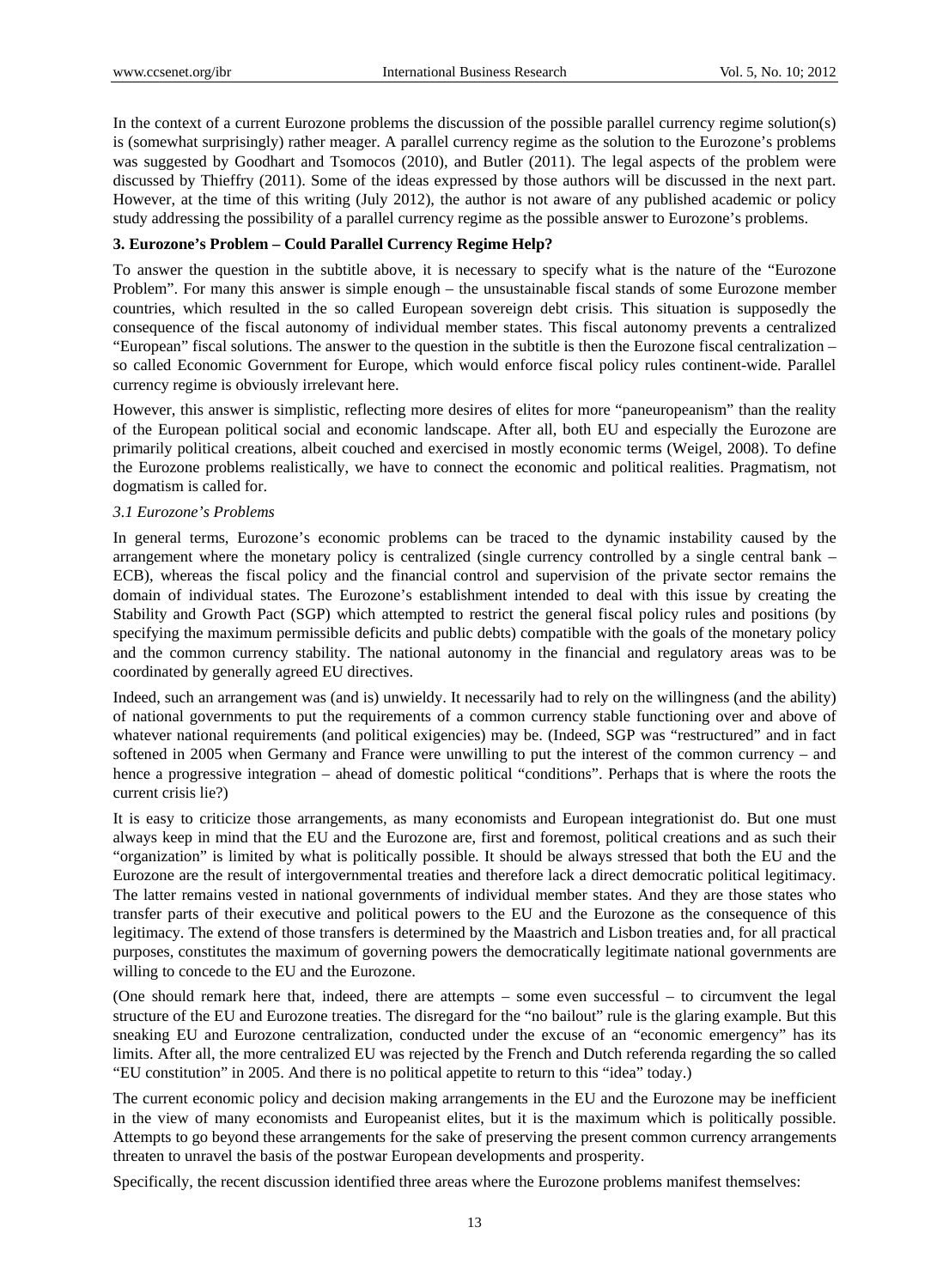In the context of a current Eurozone problems the discussion of the possible parallel currency regime solution(s) is (somewhat surprisingly) rather meager. A parallel currency regime as the solution to the Eurozone's problems was suggested by Goodhart and Tsomocos (2010), and Butler (2011). The legal aspects of the problem were discussed by Thieffry (2011). Some of the ideas expressed by those authors will be discussed in the next part. However, at the time of this writing (July 2012), the author is not aware of any published academic or policy study addressing the possibility of a parallel currency regime as the possible answer to Eurozone's problems.

## 3. Eurozone's Problem – Could Parallel Currency Regime Help?

To answer the question in the subtitle above, it is necessary to specify what is the nature of the "Eurozone Problem". For many this answer is simple enough – the unsustainable fiscal stands of some Eurozone member countries, which resulted in the so called European sovereign debt crisis. This situation is supposedly the consequence of the fiscal autonomy of individual member states. This fiscal autonomy prevents a centralized "European" fiscal solutions. The answer to the question in the subtitle is then the Eurozone fiscal centralization – so called Economic Government for Europe, which would enforce fiscal policy rules continent-wide. Parallel currency regime is obviously irrelevant here.

However, this answer is simplistic, reflecting more desires of elites for more "paneuropeanism" than the reality of the European political social and economic landscape. After all, both EU and especially the Eurozone are primarily political creations, albeit couched and exercised in mostly economic terms (Weigel, 2008). To define the Eurozone problems realistically, we have to connect the economic and political realities. Pragmatism, not dogmatism is called for.

### *3.1 Eurozone's Problems*

In general terms, Eurozone's economic problems can be traced to the dynamic instability caused by the arrangement where the monetary policy is centralized (single currency controlled by a single central bank – ECB), whereas the fiscal policy and the financial control and supervision of the private sector remains the domain of individual states. The Eurozone's establishment intended to deal with this issue by creating the Stability and Growth Pact (SGP) which attempted to restrict the general fiscal policy rules and positions (by specifying the maximum permissible deficits and public debts) compatible with the goals of the monetary policy and the common currency stability. The national autonomy in the financial and regulatory areas was to be coordinated by generally agreed EU directives.

Indeed, such an arrangement was (and is) unwieldy. It necessarily had to rely on the willingness (and the ability) of national governments to put the requirements of a common currency stable functioning over and above of whatever national requirements (and political exigencies) may be. (Indeed, SGP was "restructured" and in fact softened in 2005 when Germany and France were unwilling to put the interest of the common currency – and hence a progressive integration – ahead of domestic political "conditions". Perhaps that is where the roots the current crisis lie?)

It is easy to criticize those arrangements, as many economists and European integrationist do. But one must always keep in mind that the EU and the Eurozone are, first and foremost, political creations and as such their "organization" is limited by what is politically possible. It should be always stressed that both the EU and the Eurozone are the result of intergovernmental treaties and therefore lack a direct democratic political legitimacy. The latter remains vested in national governments of individual member states. And they are those states who transfer parts of their executive and political powers to the EU and the Eurozone as the consequence of this legitimacy. The extend of those transfers is determined by the Maastrich and Lisbon treaties and, for all practical purposes, constitutes the maximum of governing powers the democratically legitimate national governments are willing to concede to the EU and the Eurozone.

(One should remark here that, indeed, there are attempts – some even successful – to circumvent the legal structure of the EU and Eurozone treaties. The disregard for the "no bailout" rule is the glaring example. But this sneaking EU and Eurozone centralization, conducted under the excuse of an "economic emergency" has its limits. After all, the more centralized EU was rejected by the French and Dutch referenda regarding the so called "EU constitution" in 2005. And there is no political appetite to return to this "idea" today.)

The current economic policy and decision making arrangements in the EU and the Eurozone may be inefficient in the view of many economists and Europeanist elites, but it is the maximum which is politically possible. Attempts to go beyond these arrangements for the sake of preserving the present common currency arrangements threaten to unravel the basis of the postwar European developments and prosperity.

Specifically, the recent discussion identified three areas where the Eurozone problems manifest themselves: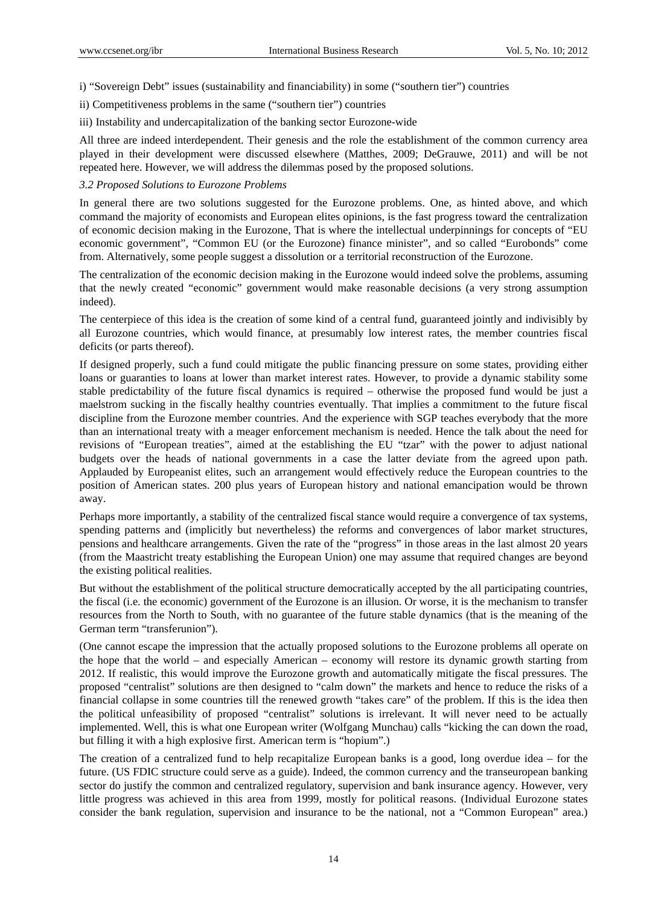i) "Sovereign Debt" issues (sustainability and financiability) in some ("southern tier") countries

ii) Competitiveness problems in the same ("southern tier") countries

iii) Instability and undercapitalization of the banking sector Eurozone-wide

All three are indeed interdependent. Their genesis and the role the establishment of the common currency area played in their development were discussed elsewhere (Matthes, 2009; DeGrauwe, 2011) and will be not repeated here. However, we will address the dilemmas posed by the proposed solutions.

### *3.2 Proposed Solutions to Eurozone Problems*

In general there are two solutions suggested for the Eurozone problems. One, as hinted above, and which command the majority of economists and European elites opinions, is the fast progress toward the centralization of economic decision making in the Eurozone, That is where the intellectual underpinnings for concepts of "EU economic government", "Common EU (or the Eurozone) finance minister", and so called "Eurobonds" come from. Alternatively, some people suggest a dissolution or a territorial reconstruction of the Eurozone.

The centralization of the economic decision making in the Eurozone would indeed solve the problems, assuming that the newly created "economic" government would make reasonable decisions (a very strong assumption indeed).

The centerpiece of this idea is the creation of some kind of a central fund, guaranteed jointly and indivisibly by all Eurozone countries, which would finance, at presumably low interest rates, the member countries fiscal deficits (or parts thereof).

If designed properly, such a fund could mitigate the public financing pressure on some states, providing either loans or guaranties to loans at lower than market interest rates. However, to provide a dynamic stability some stable predictability of the future fiscal dynamics is required – otherwise the proposed fund would be just a maelstrom sucking in the fiscally healthy countries eventually. That implies a commitment to the future fiscal discipline from the Eurozone member countries. And the experience with SGP teaches everybody that the more than an international treaty with a meager enforcement mechanism is needed. Hence the talk about the need for revisions of "European treaties", aimed at the establishing the EU "tzar" with the power to adjust national budgets over the heads of national governments in a case the latter deviate from the agreed upon path. Applauded by Europeanist elites, such an arrangement would effectively reduce the European countries to the position of American states. 200 plus years of European history and national emancipation would be thrown away.

Perhaps more importantly, a stability of the centralized fiscal stance would require a convergence of tax systems, spending patterns and (implicitly but nevertheless) the reforms and convergences of labor market structures, pensions and healthcare arrangements. Given the rate of the "progress" in those areas in the last almost 20 years (from the Maastricht treaty establishing the European Union) one may assume that required changes are beyond the existing political realities.

But without the establishment of the political structure democratically accepted by the all participating countries, the fiscal (i.e. the economic) government of the Eurozone is an illusion. Or worse, it is the mechanism to transfer resources from the North to South, with no guarantee of the future stable dynamics (that is the meaning of the German term "transferunion").

(One cannot escape the impression that the actually proposed solutions to the Eurozone problems all operate on the hope that the world – and especially American – economy will restore its dynamic growth starting from 2012. If realistic, this would improve the Eurozone growth and automatically mitigate the fiscal pressures. The proposed "centralist" solutions are then designed to "calm down" the markets and hence to reduce the risks of a financial collapse in some countries till the renewed growth "takes care" of the problem. If this is the idea then the political unfeasibility of proposed "centralist" solutions is irrelevant. It will never need to be actually implemented. Well, this is what one European writer (Wolfgang Munchau) calls "kicking the can down the road, but filling it with a high explosive first. American term is "hopium".)

The creation of a centralized fund to help recapitalize European banks is a good, long overdue idea – for the future. (US FDIC structure could serve as a guide). Indeed, the common currency and the transeuropean banking sector do justify the common and centralized regulatory, supervision and bank insurance agency. However, very little progress was achieved in this area from 1999, mostly for political reasons. (Individual Eurozone states consider the bank regulation, supervision and insurance to be the national, not a "Common European" area.)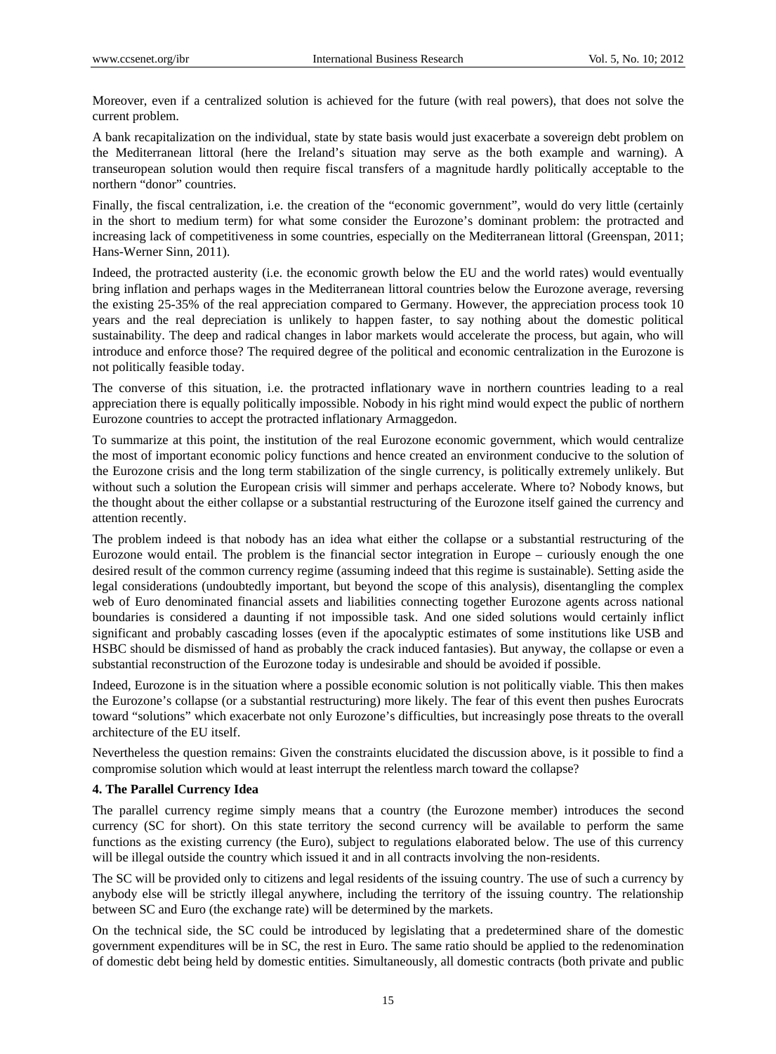Moreover, even if a centralized solution is achieved for the future (with real powers), that does not solve the current problem.

A bank recapitalization on the individual, state by state basis would just exacerbate a sovereign debt problem on the Mediterranean littoral (here the Ireland's situation may serve as the both example and warning). A transeuropean solution would then require fiscal transfers of a magnitude hardly politically acceptable to the northern "donor" countries.

Finally, the fiscal centralization, i.e. the creation of the "economic government", would do very little (certainly in the short to medium term) for what some consider the Eurozone's dominant problem: the protracted and increasing lack of competitiveness in some countries, especially on the Mediterranean littoral (Greenspan, 2011; Hans-Werner Sinn, 2011).

Indeed, the protracted austerity (i.e. the economic growth below the EU and the world rates) would eventually bring inflation and perhaps wages in the Mediterranean littoral countries below the Eurozone average, reversing the existing 25-35% of the real appreciation compared to Germany. However, the appreciation process took 10 years and the real depreciation is unlikely to happen faster, to say nothing about the domestic political sustainability. The deep and radical changes in labor markets would accelerate the process, but again, who will introduce and enforce those? The required degree of the political and economic centralization in the Eurozone is not politically feasible today.

The converse of this situation, i.e. the protracted inflationary wave in northern countries leading to a real appreciation there is equally politically impossible. Nobody in his right mind would expect the public of northern Eurozone countries to accept the protracted inflationary Armaggedon.

To summarize at this point, the institution of the real Eurozone economic government, which would centralize the most of important economic policy functions and hence created an environment conducive to the solution of the Eurozone crisis and the long term stabilization of the single currency, is politically extremely unlikely. But without such a solution the European crisis will simmer and perhaps accelerate. Where to? Nobody knows, but the thought about the either collapse or a substantial restructuring of the Eurozone itself gained the currency and attention recently.

The problem indeed is that nobody has an idea what either the collapse or a substantial restructuring of the Eurozone would entail. The problem is the financial sector integration in Europe – curiously enough the one desired result of the common currency regime (assuming indeed that this regime is sustainable). Setting aside the legal considerations (undoubtedly important, but beyond the scope of this analysis), disentangling the complex web of Euro denominated financial assets and liabilities connecting together Eurozone agents across national boundaries is considered a daunting if not impossible task. And one sided solutions would certainly inflict significant and probably cascading losses (even if the apocalyptic estimates of some institutions like USB and HSBC should be dismissed of hand as probably the crack induced fantasies). But anyway, the collapse or even a substantial reconstruction of the Eurozone today is undesirable and should be avoided if possible.

Indeed, Eurozone is in the situation where a possible economic solution is not politically viable. This then makes the Eurozone's collapse (or a substantial restructuring) more likely. The fear of this event then pushes Eurocrats toward "solutions" which exacerbate not only Eurozone's difficulties, but increasingly pose threats to the overall architecture of the EU itself.

Nevertheless the question remains: Given the constraints elucidated the discussion above, is it possible to find a compromise solution which would at least interrupt the relentless march toward the collapse?

**4. The Parallel Currency Idea**

The parallel currency regime simply means that a country (the Eurozone member) introduces the second currency (SC for short). On this state territory the second currency will be available to perform the same functions as the existing currency (the Euro), subject to regulations elaborated below. The use of this currency will be illegal outside the country which issued it and in all contracts involving the non-residents.

The SC will be provided only to citizens and legal residents of the issuing country. The use of such a currency by anybody else will be strictly illegal anywhere, including the territory of the issuing country. The relationship between SC and Euro (the exchange rate) will be determined by the markets.

On the technical side, the SC could be introduced by legislating that a predetermined share of the domestic government expenditures will be in SC, the rest in Euro. The same ratio should be applied to the redenomination of domestic debt being held by domestic entities. Simultaneously, all domestic contracts (both private and public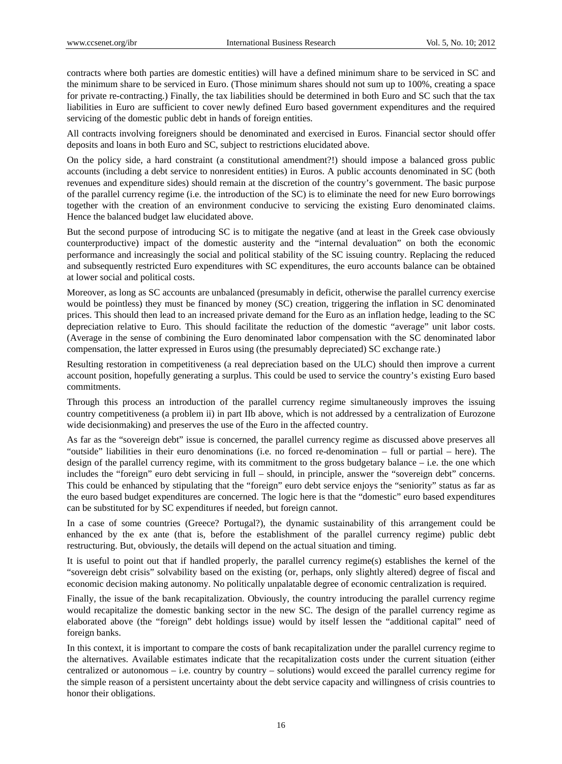contracts where both parties are domestic entities) will have a defined minimum share to be serviced in SC and the minimum share to be serviced in Euro. (Those minimum shares should not sum up to 100%, creating a space for private re-contracting.) Finally, the tax liabilities should be determined in both Euro and SC such that the tax liabilities in Euro are sufficient to cover newly defined Euro based government expenditures and the required servicing of the domestic public debt in hands of foreign entities.

All contracts involving foreigners should be denominated and exercised in Euros. Financial sector should offer deposits and loans in both Euro and SC, subject to restrictions elucidated above.

On the policy side, a hard constraint (a constitutional amendment?!) should impose a balanced gross public accounts (including a debt service to nonresident entities) in Euros. A public accounts denominated in SC (both revenues and expenditure sides) should remain at the discretion of the country's government. The basic purpose of the parallel currency regime (i.e. the introduction of the SC) is to eliminate the need for new Euro borrowings together with the creation of an environment conducive to servicing the existing Euro denominated claims. Hence the balanced budget law elucidated above.

But the second purpose of introducing SC is to mitigate the negative (and at least in the Greek case obviously counterproductive) impact of the domestic austerity and the "internal devaluation" on both the economic performance and increasingly the social and political stability of the SC issuing country. Replacing the reduced and subsequently restricted Euro expenditures with SC expenditures, the euro accounts balance can be obtained at lower social and political costs.

Moreover, as long as SC accounts are unbalanced (presumably in deficit, otherwise the parallel currency exercise would be pointless) they must be financed by money (SC) creation, triggering the inflation in SC denominated prices. This should then lead to an increased private demand for the Euro as an inflation hedge, leading to the SC depreciation relative to Euro. This should facilitate the reduction of the domestic "average" unit labor costs. (Average in the sense of combining the Euro denominated labor compensation with the SC denominated labor compensation, the latter expressed in Euros using (the presumably depreciated) SC exchange rate.)

Resulting restoration in competitiveness (a real depreciation based on the ULC) should then improve a current account position, hopefully generating a surplus. This could be used to service the country's existing Euro based commitments.

Through this process an introduction of the parallel currency regime simultaneously improves the issuing country competitiveness (a problem ii) in part IIb above, which is not addressed by a centralization of Eurozone wide decisionmaking) and preserves the use of the Euro in the affected country.

As far as the "sovereign debt" issue is concerned, the parallel currency regime as discussed above preserves all "outside" liabilities in their euro denominations (i.e. no forced re-denomination – full or partial – here). The design of the parallel currency regime, with its commitment to the gross budgetary balance – i.e. the one which includes the "foreign" euro debt servicing in full – should, in principle, answer the "sovereign debt" concerns. This could be enhanced by stipulating that the "foreign" euro debt service enjoys the "seniority" status as far as the euro based budget expenditures are concerned. The logic here is that the "domestic" euro based expenditures can be substituted for by SC expenditures if needed, but foreign cannot.

In a case of some countries (Greece? Portugal?), the dynamic sustainability of this arrangement could be enhanced by the ex ante (that is, before the establishment of the parallel currency regime) public debt restructuring. But, obviously, the details will depend on the actual situation and timing.

It is useful to point out that if handled properly, the parallel currency regime(s) establishes the kernel of the "sovereign debt crisis" solvability based on the existing (or, perhaps, only slightly altered) degree of fiscal and economic decision making autonomy. No politically unpalatable degree of economic centralization is required.

Finally, the issue of the bank recapitalization. Obviously, the country introducing the parallel currency regime would recapitalize the domestic banking sector in the new SC. The design of the parallel currency regime as elaborated above (the "foreign" debt holdings issue) would by itself lessen the "additional capital" need of foreign banks.

In this context, it is important to compare the costs of bank recapitalization under the parallel currency regime to the alternatives. Available estimates indicate that the recapitalization costs under the current situation (either centralized or autonomous – i.e. country by country – solutions) would exceed the parallel currency regime for the simple reason of a persistent uncertainty about the debt service capacity and willingness of crisis countries to honor their obligations.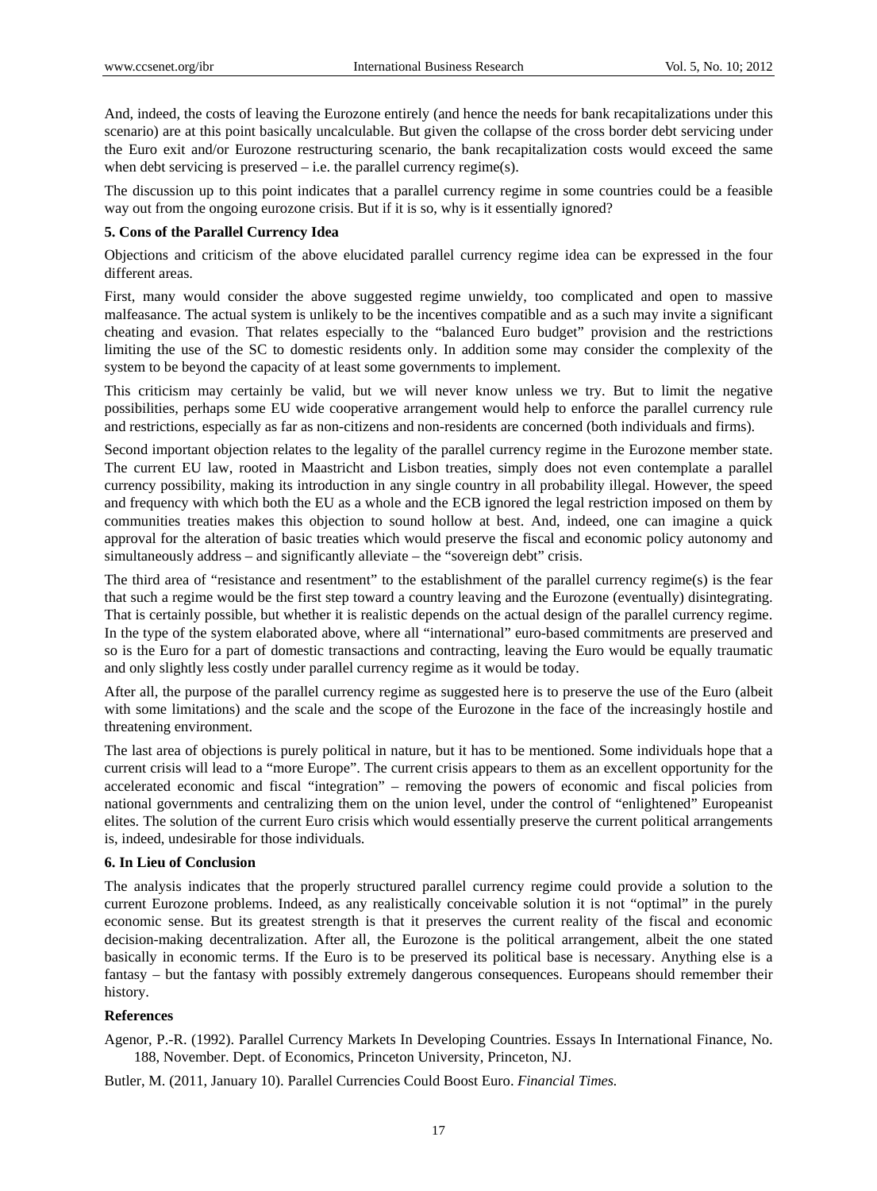And, indeed, the costs of leaving the Eurozone entirely (and hence the needs for bank recapitalizations under this scenario) are at this point basically uncalculable. But given the collapse of the cross border debt servicing under the Euro exit and/or Eurozone restructuring scenario, the bank recapitalization costs would exceed the same when debt servicing is preserved – i.e. the parallel currency regime(s).

The discussion up to this point indicates that a parallel currency regime in some countries could be a feasible way out from the ongoing eurozone crisis. But if it is so, why is it essentially ignored?

## 5. Cons of the Parallel Currency Idea

Objections and criticism of the above elucidated parallel currency regime idea can be expressed in the four different areas.

First, many would consider the above suggested regime unwieldy, too complicated and open to massive malfeasance. The actual system is unlikely to be the incentives compatible and as a such may invite a significant cheating and evasion. That relates especially to the "balanced Euro budget" provision and the restrictions limiting the use of the SC to domestic residents only. In addition some may consider the complexity of the system to be beyond the capacity of at least some governments to implement.

This criticism may certainly be valid, but we will never know unless we try. But to limit the negative possibilities, perhaps some EU wide cooperative arrangement would help to enforce the parallel currency rule and restrictions, especially as far as non-citizens and non-residents are concerned (both individuals and firms).

Second important objection relates to the legality of the parallel currency regime in the Eurozone member state. The current EU law, rooted in Maastricht and Lisbon treaties, simply does not even contemplate a parallel currency possibility, making its introduction in any single country in all probability illegal. However, the speed and frequency with which both the EU as a whole and the ECB ignored the legal restriction imposed on them by communities treaties makes this objection to sound hollow at best. And, indeed, one can imagine a quick approval for the alteration of basic treaties which would preserve the fiscal and economic policy autonomy and simultaneously address – and significantly alleviate – the "sovereign debt" crisis.

The third area of "resistance and resentment" to the establishment of the parallel currency regime(s) is the fear that such a regime would be the first step toward a country leaving and the Eurozone (eventually) disintegrating. That is certainly possible, but whether it is realistic depends on the actual design of the parallel currency regime. In the type of the system elaborated above, where all "international" euro-based commitments are preserved and so is the Euro for a part of domestic transactions and contracting, leaving the Euro would be equally traumatic and only slightly less costly under parallel currency regime as it would be today.

After all, the purpose of the parallel currency regime as suggested here is to preserve the use of the Euro (albeit with some limitations) and the scale and the scope of the Eurozone in the face of the increasingly hostile and threatening environment.

The last area of objections is purely political in nature, but it has to be mentioned. Some individuals hope that a current crisis will lead to a "more Europe". The current crisis appears to them as an excellent opportunity for the accelerated economic and fiscal "integration" – removing the powers of economic and fiscal policies from national governments and centralizing them on the union level, under the control of "enlightened" Europeanist elites. The solution of the current Euro crisis which would essentially preserve the current political arrangements is, indeed, undesirable for those individuals.

## 6. In Lieu of Conclusion

The analysis indicates that the properly structured parallel currency regime could provide a solution to the current Eurozone problems. Indeed, as any realistically conceivable solution it is not "optimal" in the purely economic sense. But its greatest strength is that it preserves the current reality of the fiscal and economic decision-making decentralization. After all, the Eurozone is the political arrangement, albeit the one stated basically in economic terms. If the Euro is to be preserved its political base is necessary. Anything else is a fantasy – but the fantasy with possibly extremely dangerous consequences. Europeans should remember their history.

## References

Agenor, P.-R. (1992). Parallel Currency Markets In Developing Countries. Essays In International Finance, No. 188, November. Dept. of Economics, Princeton University, Princeton, NJ.

Butler, M. (2011, January 10). Parallel Currencies Could Boost Euro. *Financial Times.*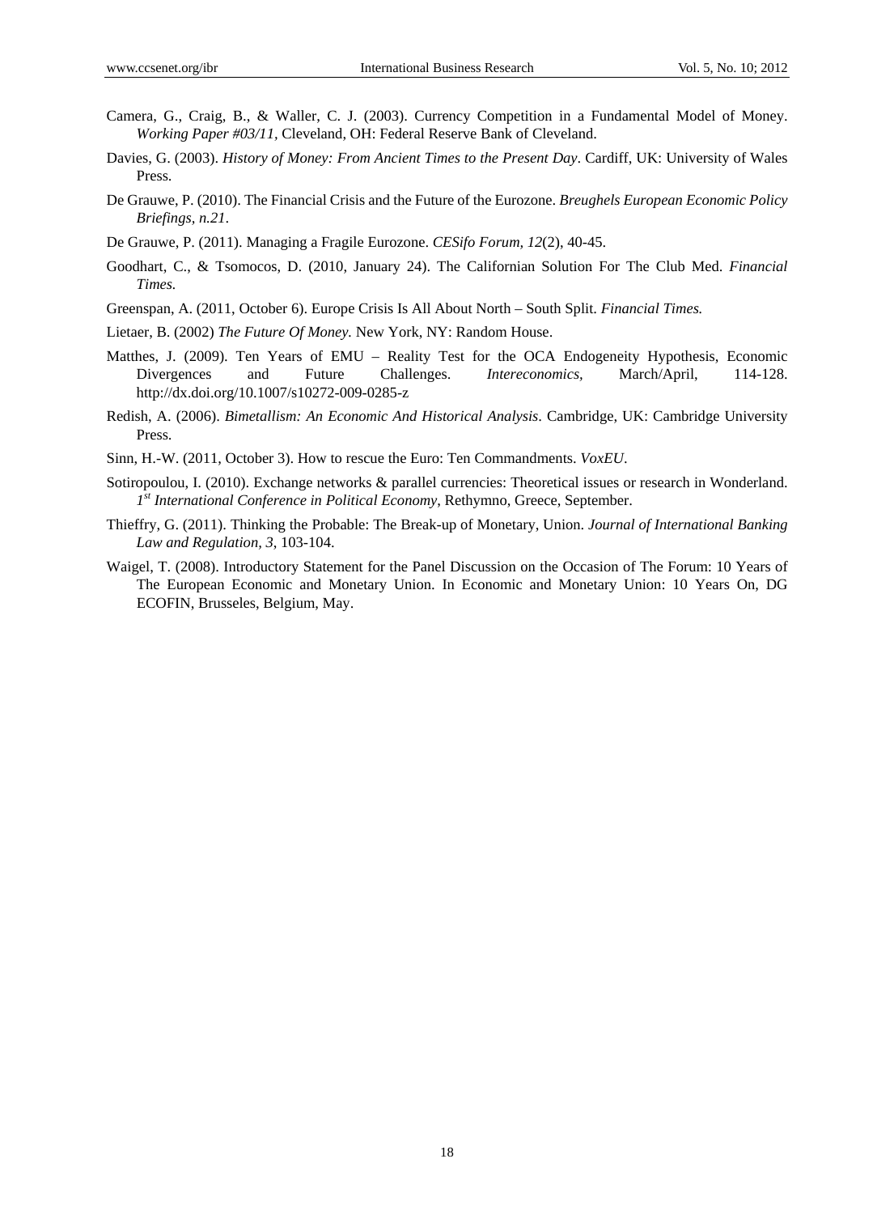Camera, G., Craig, B., & Waller, C. J. (2003). Currency Competition in a Fundamental Model of Money. *Working Paper #03/11*, Cleveland, OH: Federal Reserve Bank of Cleveland.

Davies, G. (2003). *History of Money: From Ancient Times to the Present Day*. Cardiff, UK: University of Wales Press.

De Grauwe, P. (2010). The Financial Crisis and the Future of the Eurozone. *Breughels European Economic Policy Briefings, n.21*.

De Grauwe, P. (2011). Managing a Fragile Eurozone. *CESifo Forum, 12*(2), 40-45.

Goodhart, C., & Tsomocos, D. (2010, January 24). The Californian Solution For The Club Med. *Financial Times.*

Greenspan, A. (2011, October 6). Europe Crisis Is All About North – South Split. *Financial Times.*

Lietaer, B. (2002) *The Future Of Money*. New York, NY: Random House.

Matthes, J. (2009). Ten Years of EMU – Reality Test for the OCA Endogeneity Hypothesis, Economic Divergences and Future Challenges. *Intereconomics*, March/April, 114-128. http://dx.doi.org/10.1007/s10272-009-0285-z

Redish, A. (2006). *Bimetallism: An Economic And Historical Analysis*. Cambridge, UK: Cambridge University Press.

Sinn, H.-W. (2011, October 3). How to rescue the Euro: Ten Commandments. *VoxEU*.

Sotiropoulou, I. (2010). Exchange networks & parallel currencies: Theoretical issues or research in Wonderland. *1st International Conference in Political Economy*, Rethymno, Greece, September.

Thieffry, G. (2011). Thinking the Probable: The Break-up of Monetary, Union. *Journal of International Banking Law and Regulation, 3*, 103-104.

Waigel, T. (2008). Introductory Statement for the Panel Discussion on the Occasion of The Forum: 10 Years of The European Economic and Monetary Union. In Economic and Monetary Union: 10 Years On, DG ECOFIN, Brusseles, Belgium, May.